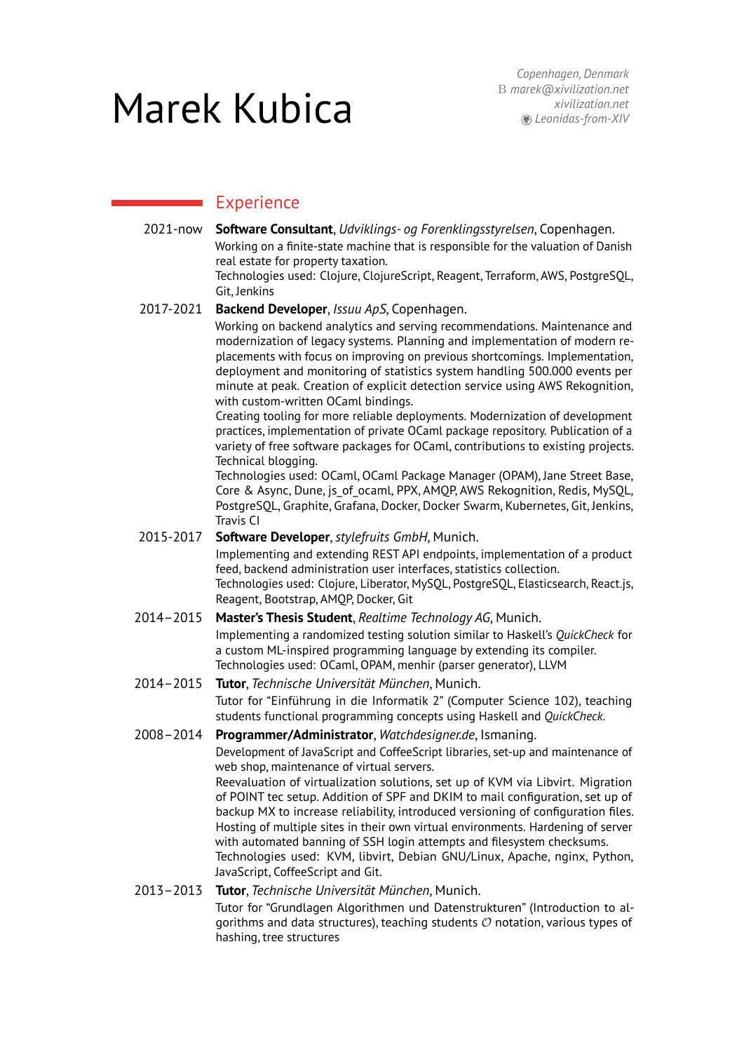# Marek Kubica

*Copenhagen, Denmark*
*marek@xivilization.net*
*xivilization.net*
*Leonidas-from-XIV*

## Experience

**2021-now** — **Software Consultant**, *Udviklings- og Forenklingsstyrelsen*, Copenhagen.
Working on a finite-state machine that is responsible for the valuation of Danish real estate for property taxation.
Technologies used: Clojure, ClojureScript, Reagent, Terraform, AWS, PostgreSQL, Git, Jenkins

**2017-2021** — **Backend Developer**, *Issuu ApS*, Copenhagen.
Working on backend analytics and serving recommendations. Maintenance and modernization of legacy systems. Planning and implementation of modern replacements with focus on improving on previous shortcomings. Implementation, deployment and monitoring of statistics system handling 500.000 events per minute at peak. Creation of explicit detection service using AWS Rekognition, with custom-written OCaml bindings.
Creating tooling for more reliable deployments. Modernization of development practices, implementation of private OCaml package repository. Publication of a variety of free software packages for OCaml, contributions to existing projects. Technical blogging.
Technologies used: OCaml, OCaml Package Manager (OPAM), Jane Street Base, Core & Async, Dune, js_of_ocaml, PPX, AMQP, AWS Rekognition, Redis, MySQL, PostgreSQL, Graphite, Grafana, Docker, Docker Swarm, Kubernetes, Git, Jenkins, Travis CI

**2015-2017** — **Software Developer**, *stylefruits GmbH*, Munich.
Implementing and extending REST API endpoints, implementation of a product feed, backend administration user interfaces, statistics collection.
Technologies used: Clojure, Liberator, MySQL, PostgreSQL, Elasticsearch, React.js, Reagent, Bootstrap, AMQP, Docker, Git

**2014–2015** — **Master's Thesis Student**, *Realtime Technology AG*, Munich.
Implementing a randomized testing solution similar to Haskell's *QuickCheck* for a custom ML-inspired programming language by extending its compiler.
Technologies used: OCaml, OPAM, menhir (parser generator), LLVM

**2014–2015** — **Tutor**, *Technische Universität München*, Munich.
Tutor for "Einführung in die Informatik 2" (Computer Science 102), teaching students functional programming concepts using Haskell and *QuickCheck*.

**2008–2014** — **Programmer/Administrator**, *Watchdesigner.de*, Ismaning.
Development of JavaScript and CoffeeScript libraries, set-up and maintenance of web shop, maintenance of virtual servers.
Reevaluation of virtualization solutions, set up of KVM via Libvirt. Migration of POINT tec setup. Addition of SPF and DKIM to mail configuration, set up of backup MX to increase reliability, introduced versioning of configuration files. Hosting of multiple sites in their own virtual environments. Hardening of server with automated banning of SSH login attempts and filesystem checksums.
Technologies used: KVM, libvirt, Debian GNU/Linux, Apache, nginx, Python, JavaScript, CoffeeScript and Git.

**2013–2013** — **Tutor**, *Technische Universität München*, Munich.
Tutor for "Grundlagen Algorithmen und Datenstrukturen" (Introduction to algorithms and data structures), teaching students $\mathcal{O}$ notation, various types of hashing, tree structures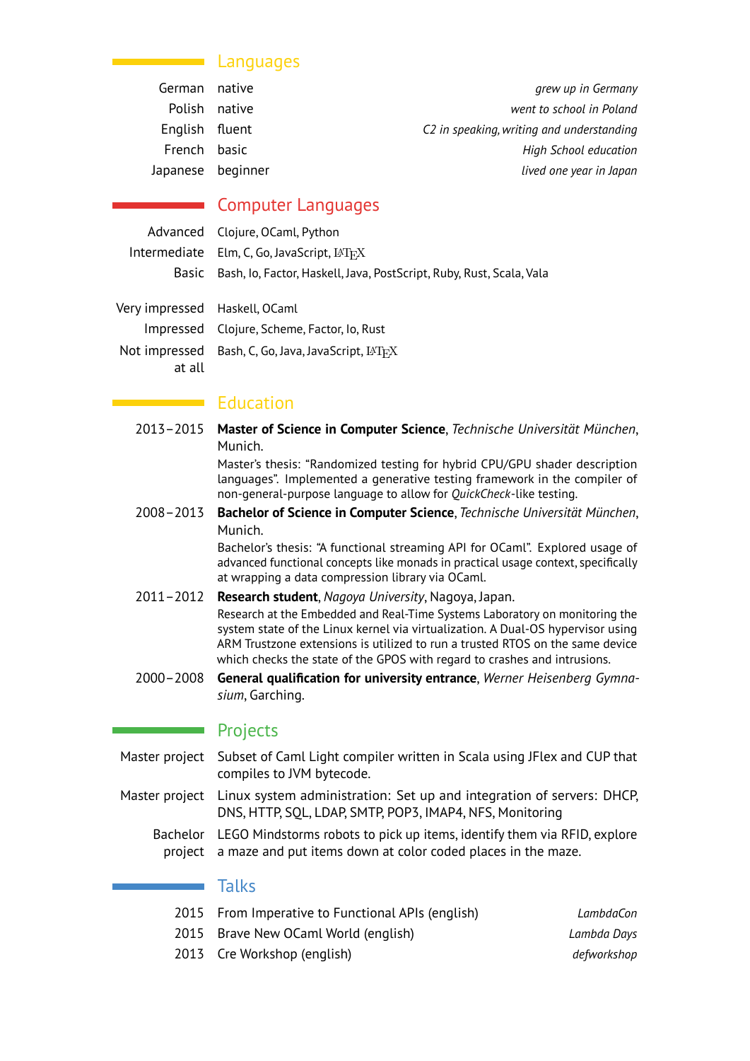## Languages

| | | |
|---|---|---|
| German | native | *grew up in Germany* |
| Polish | native | *went to school in Poland* |
| English | fluent | *C2 in speaking, writing and understanding* |
| French | basic | *High School education* |
| Japanese | beginner | *lived one year in Japan* |

## Computer Languages

| | |
|---|---|
| Advanced | Clojure, OCaml, Python |
| Intermediate | Elm, C, Go, JavaScript, LaTeX |
| Basic | Bash, Io, Factor, Haskell, Java, PostScript, Ruby, Rust, Scala, Vala |

| | |
|---|---|
| Very impressed | Haskell, OCaml |
| Impressed | Clojure, Scheme, Factor, Io, Rust |
| Not impressed at all | Bash, C, Go, Java, JavaScript, LaTeX |

## Education

**2013–2015** **Master of Science in Computer Science**, *Technische Universität München*, Munich.
Master's thesis: "Randomized testing for hybrid CPU/GPU shader description languages". Implemented a generative testing framework in the compiler of non-general-purpose language to allow for *QuickCheck*-like testing.

**2008–2013** **Bachelor of Science in Computer Science**, *Technische Universität München*, Munich.
Bachelor's thesis: "A functional streaming API for OCaml". Explored usage of advanced functional concepts like monads in practical usage context, specifically at wrapping a data compression library via OCaml.

**2011–2012** **Research student**, *Nagoya University*, Nagoya, Japan.
Research at the Embedded and Real-Time Systems Laboratory on monitoring the system state of the Linux kernel via virtualization. A Dual-OS hypervisor using ARM Trustzone extensions is utilized to run a trusted RTOS on the same device which checks the state of the GPOS with regard to crashes and intrusions.

**2000–2008** **General qualification for university entrance**, *Werner Heisenberg Gymnasium*, Garching.

## Projects

**Master project** Subset of Caml Light compiler written in Scala using JFlex and CUP that compiles to JVM bytecode.

**Master project** Linux system administration: Set up and integration of servers: DHCP, DNS, HTTP, SQL, LDAP, SMTP, POP3, IMAP4, NFS, Monitoring

**Bachelor project** LEGO Mindstorms robots to pick up items, identify them via RFID, explore a maze and put items down at color coded places in the maze.

## Talks

| | | |
|---|---|---|
| 2015 | From Imperative to Functional APIs (english) | *LambdaCon* |
| 2015 | Brave New OCaml World (english) | *Lambda Days* |
| 2013 | Cre Workshop (english) | *defworkshop* |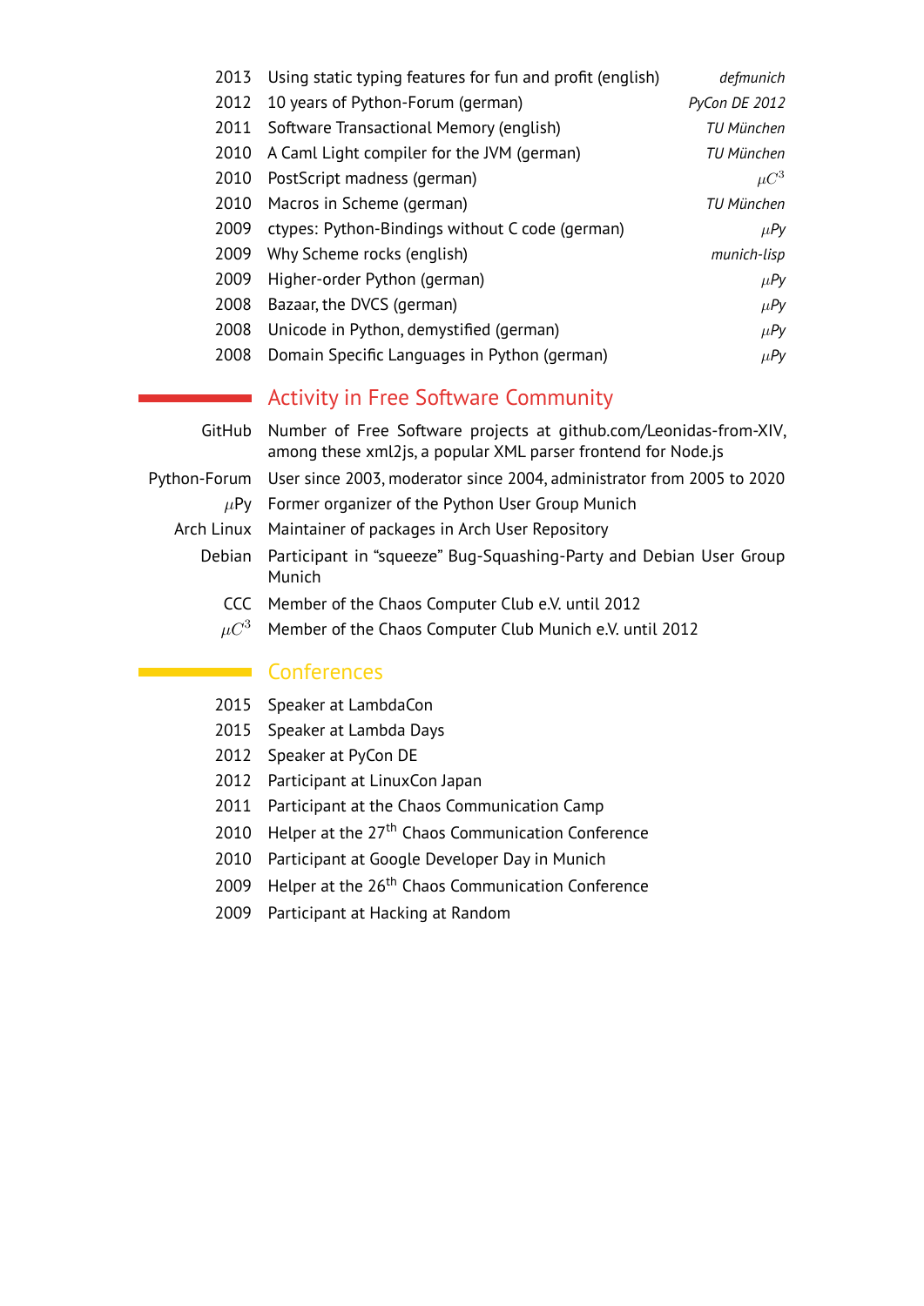| | | |
|---|---|---|
| 2013 | Using static typing features for fun and profit (english) | *defmunich* |
| 2012 | 10 years of Python-Forum (german) | *PyCon DE 2012* |
| 2011 | Software Transactional Memory (english) | *TU München* |
| 2010 | A Caml Light compiler for the JVM (german) | *TU München* |
| 2010 | PostScript madness (german) | $\mu C^3$ |
| 2010 | Macros in Scheme (german) | *TU München* |
| 2009 | ctypes: Python-Bindings without C code (german) | *$\mu$Py* |
| 2009 | Why Scheme rocks (english) | *munich-lisp* |
| 2009 | Higher-order Python (german) | *$\mu$Py* |
| 2008 | Bazaar, the DVCS (german) | *$\mu$Py* |
| 2008 | Unicode in Python, demystified (german) | *$\mu$Py* |
| 2008 | Domain Specific Languages in Python (german) | *$\mu$Py* |

## Activity in Free Software Community

| | |
|---|---|
| GitHub | Number of Free Software projects at github.com/Leonidas-from-XIV, among these xml2js, a popular XML parser frontend for Node.js |
| Python-Forum | User since 2003, moderator since 2004, administrator from 2005 to 2020 |
| $\mu$Py | Former organizer of the Python User Group Munich |
| Arch Linux | Maintainer of packages in Arch User Repository |
| Debian | Participant in “squeeze” Bug-Squashing-Party and Debian User Group Munich |
| CCC | Member of the Chaos Computer Club e.V. until 2012 |
| $\mu C^3$ | Member of the Chaos Computer Club Munich e.V. until 2012 |

## Conferences

| | |
|---|---|
| 2015 | Speaker at LambdaCon |
| 2015 | Speaker at Lambda Days |
| 2012 | Speaker at PyCon DE |
| 2012 | Participant at LinuxCon Japan |
| 2011 | Participant at the Chaos Communication Camp |
| 2010 | Helper at the 27$^{th}$ Chaos Communication Conference |
| 2010 | Participant at Google Developer Day in Munich |
| 2009 | Helper at the 26$^{th}$ Chaos Communication Conference |
| 2009 | Participant at Hacking at Random |